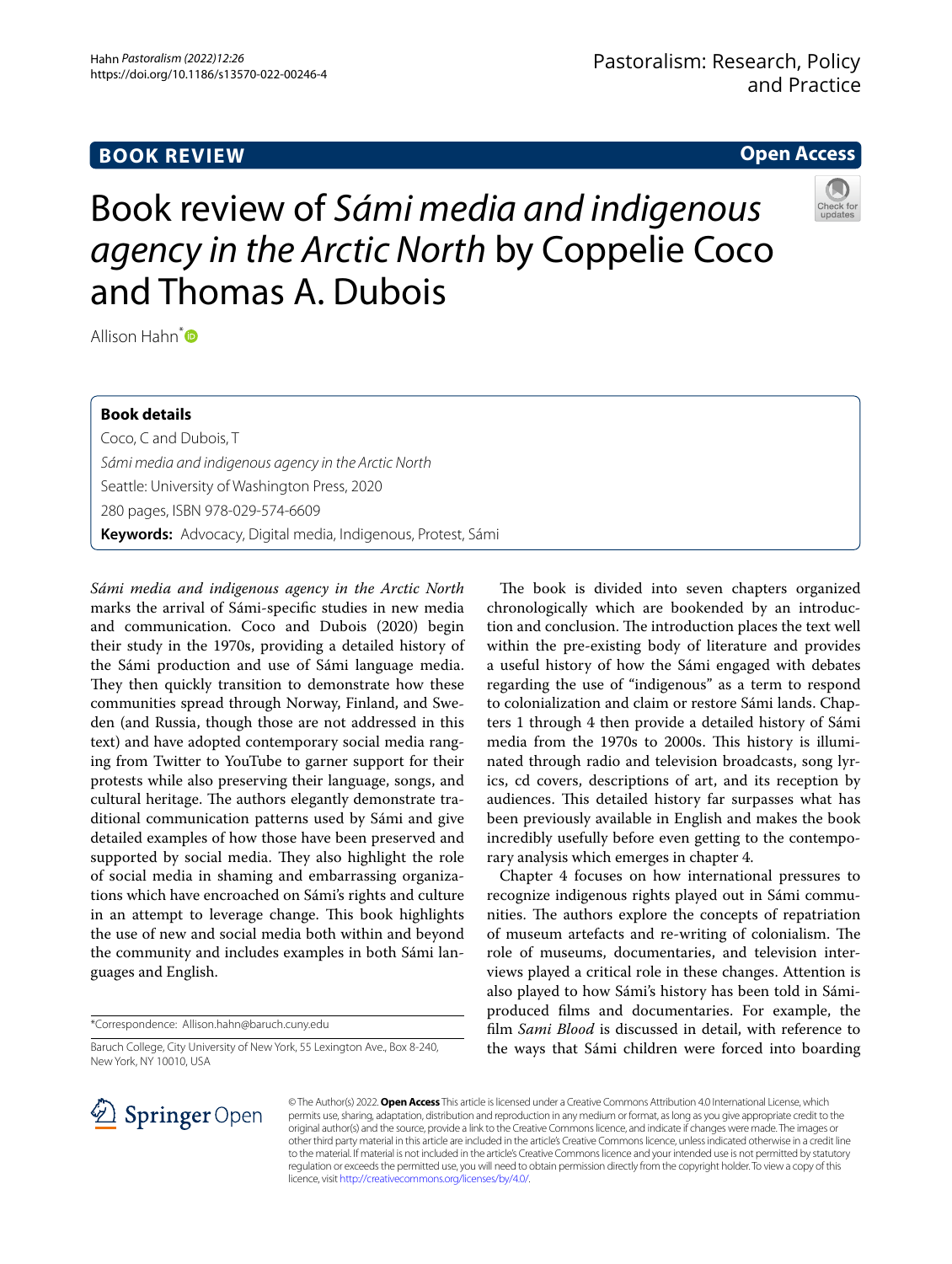BOOK REVIEW

Open Access

# Book review of *Sámi media and indigenous agency in the Arctic North* by Coppelie Coco and Thomas A. Dubois

Allison Hahn*

**Book details**

Coco, C and Dubois, T

*Sámi media and indigenous agency in the Arctic North*

Seattle: University of Washington Press, 2020

280 pages, ISBN 978-029-574-6609

**Keywords:** Advocacy, Digital media, Indigenous, Protest, Sámi

*Sámi media and indigenous agency in the Arctic North* marks the arrival of Sámi-specific studies in new media and communication. Coco and Dubois (2020) begin their study in the 1970s, providing a detailed history of the Sámi production and use of Sámi language media. They then quickly transition to demonstrate how these communities spread through Norway, Finland, and Sweden (and Russia, though those are not addressed in this text) and have adopted contemporary social media ranging from Twitter to YouTube to garner support for their protests while also preserving their language, songs, and cultural heritage. The authors elegantly demonstrate traditional communication patterns used by Sámi and give detailed examples of how those have been preserved and supported by social media. They also highlight the role of social media in shaming and embarrassing organizations which have encroached on Sámi's rights and culture in an attempt to leverage change. This book highlights the use of new and social media both within and beyond the community and includes examples in both Sámi languages and English.

*Correspondence: Allison.hahn@baruch.cuny.edu

Baruch College, City University of New York, 55 Lexington Ave., Box 8-240, New York, NY 10010, USA

The book is divided into seven chapters organized chronologically which are bookended by an introduction and conclusion. The introduction places the text well within the pre-existing body of literature and provides a useful history of how the Sámi engaged with debates regarding the use of "indigenous" as a term to respond to colonialization and claim or restore Sámi lands. Chapters 1 through 4 then provide a detailed history of Sámi media from the 1970s to 2000s. This history is illuminated through radio and television broadcasts, song lyrics, cd covers, descriptions of art, and its reception by audiences. This detailed history far surpasses what has been previously available in English and makes the book incredibly usefully before even getting to the contemporary analysis which emerges in chapter 4.

Chapter 4 focuses on how international pressures to recognize indigenous rights played out in Sámi communities. The authors explore the concepts of repatriation of museum artefacts and re-writing of colonialism. The role of museums, documentaries, and television interviews played a critical role in these changes. Attention is also played to how Sámi's history has been told in Sámi-produced films and documentaries. For example, the film *Sami Blood* is discussed in detail, with reference to the ways that Sámi children were forced into boarding

© The Author(s) 2022. **Open Access** This article is licensed under a Creative Commons Attribution 4.0 International License, which permits use, sharing, adaptation, distribution and reproduction in any medium or format, as long as you give appropriate credit to the original author(s) and the source, provide a link to the Creative Commons licence, and indicate if changes were made. The images or other third party material in this article are included in the article's Creative Commons licence, unless indicated otherwise in a credit line to the material. If material is not included in the article's Creative Commons licence and your intended use is not permitted by statutory regulation or exceeds the permitted use, you will need to obtain permission directly from the copyright holder. To view a copy of this licence, visit http://creativecommons.org/licenses/by/4.0/.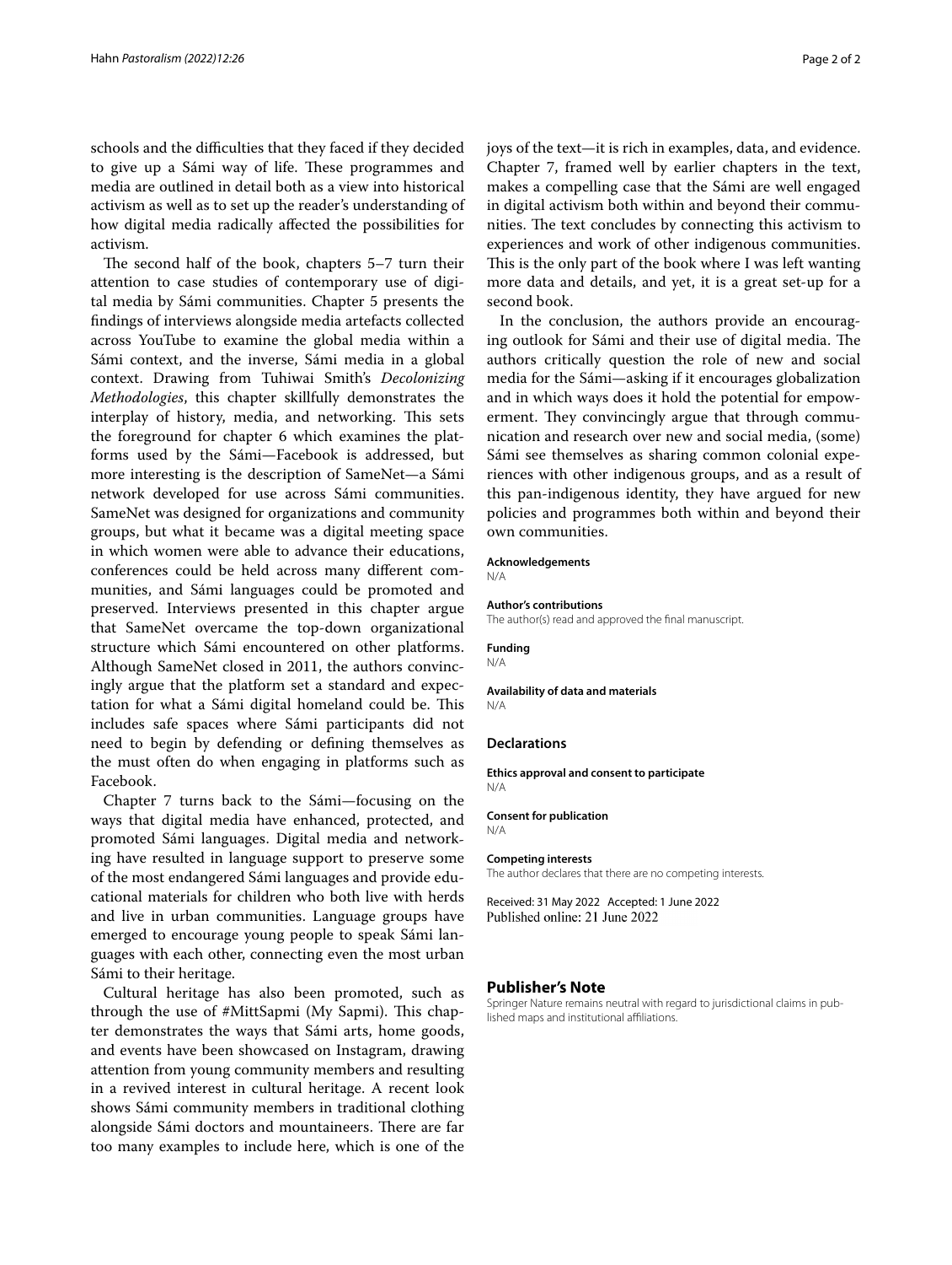schools and the difficulties that they faced if they decided to give up a Sámi way of life. These programmes and media are outlined in detail both as a view into historical activism as well as to set up the reader's understanding of how digital media radically affected the possibilities for activism.

The second half of the book, chapters 5–7 turn their attention to case studies of contemporary use of digital media by Sámi communities. Chapter 5 presents the findings of interviews alongside media artefacts collected across YouTube to examine the global media within a Sámi context, and the inverse, Sámi media in a global context. Drawing from Tuhiwai Smith's *Decolonizing Methodologies*, this chapter skillfully demonstrates the interplay of history, media, and networking. This sets the foreground for chapter 6 which examines the platforms used by the Sámi—Facebook is addressed, but more interesting is the description of SameNet—a Sámi network developed for use across Sámi communities. SameNet was designed for organizations and community groups, but what it became was a digital meeting space in which women were able to advance their educations, conferences could be held across many different communities, and Sámi languages could be promoted and preserved. Interviews presented in this chapter argue that SameNet overcame the top-down organizational structure which Sámi encountered on other platforms. Although SameNet closed in 2011, the authors convincingly argue that the platform set a standard and expectation for what a Sámi digital homeland could be. This includes safe spaces where Sámi participants did not need to begin by defending or defining themselves as the must often do when engaging in platforms such as Facebook.

Chapter 7 turns back to the Sámi—focusing on the ways that digital media have enhanced, protected, and promoted Sámi languages. Digital media and networking have resulted in language support to preserve some of the most endangered Sámi languages and provide educational materials for children who both live with herds and live in urban communities. Language groups have emerged to encourage young people to speak Sámi languages with each other, connecting even the most urban Sámi to their heritage.

Cultural heritage has also been promoted, such as through the use of #MittSapmi (My Sapmi). This chapter demonstrates the ways that Sámi arts, home goods, and events have been showcased on Instagram, drawing attention from young community members and resulting in a revived interest in cultural heritage. A recent look shows Sámi community members in traditional clothing alongside Sámi doctors and mountaineers. There are far too many examples to include here, which is one of the joys of the text—it is rich in examples, data, and evidence. Chapter 7, framed well by earlier chapters in the text, makes a compelling case that the Sámi are well engaged in digital activism both within and beyond their communities. The text concludes by connecting this activism to experiences and work of other indigenous communities. This is the only part of the book where I was left wanting more data and details, and yet, it is a great set-up for a second book.

In the conclusion, the authors provide an encouraging outlook for Sámi and their use of digital media. The authors critically question the role of new and social media for the Sámi—asking if it encourages globalization and in which ways does it hold the potential for empowerment. They convincingly argue that through communication and research over new and social media, (some) Sámi see themselves as sharing common colonial experiences with other indigenous groups, and as a result of this pan-indigenous identity, they have argued for new policies and programmes both within and beyond their own communities.

**Acknowledgements**
N/A

**Author's contributions**
The author(s) read and approved the final manuscript.

**Funding**
N/A

**Availability of data and materials**
N/A

## Declarations

**Ethics approval and consent to participate**
N/A

**Consent for publication**
N/A

**Competing interests**
The author declares that there are no competing interests.

Received: 31 May 2022 Accepted: 1 June 2022
Published online: 21 June 2022

## Publisher's Note

Springer Nature remains neutral with regard to jurisdictional claims in published maps and institutional affiliations.